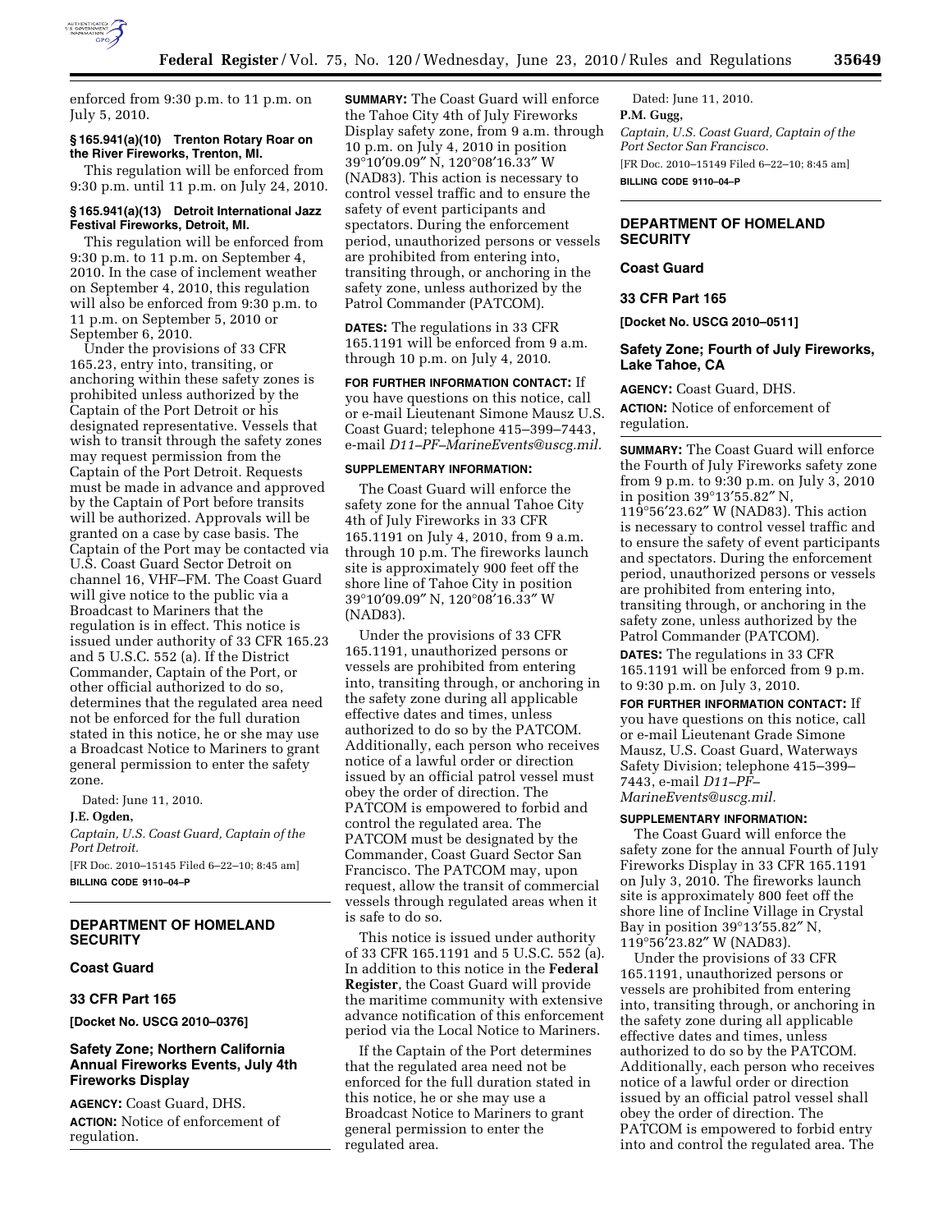enforced from 9:30 p.m. to 11 p.m. on July 5, 2010.

### § 165.941(a)(10) Trenton Rotary Roar on the River Fireworks, Trenton, MI.

This regulation will be enforced from 9:30 p.m. until 11 p.m. on July 24, 2010.

### § 165.941(a)(13) Detroit International Jazz Festival Fireworks, Detroit, MI.

This regulation will be enforced from 9:30 p.m. to 11 p.m. on September 4, 2010. In the case of inclement weather on September 4, 2010, this regulation will also be enforced from 9:30 p.m. to 11 p.m. on September 5, 2010 or September 6, 2010.

Under the provisions of 33 CFR 165.23, entry into, transiting, or anchoring within these safety zones is prohibited unless authorized by the Captain of the Port Detroit or his designated representative. Vessels that wish to transit through the safety zones may request permission from the Captain of the Port Detroit. Requests must be made in advance and approved by the Captain of Port before transits will be authorized. Approvals will be granted on a case by case basis. The Captain of the Port may be contacted via U.S. Coast Guard Sector Detroit on channel 16, VHF–FM. The Coast Guard will give notice to the public via a Broadcast to Mariners that the regulation is in effect. This notice is issued under authority of 33 CFR 165.23 and 5 U.S.C. 552 (a). If the District Commander, Captain of the Port, or other official authorized to do so, determines that the regulated area need not be enforced for the full duration stated in this notice, he or she may use a Broadcast Notice to Mariners to grant general permission to enter the safety zone.

Dated: June 11, 2010.

**J.E. Ogden,**

*Captain, U.S. Coast Guard, Captain of the Port Detroit.*

[FR Doc. 2010–15145 Filed 6–22–10; 8:45 am]

**BILLING CODE 9110–04–P**

---

## DEPARTMENT OF HOMELAND SECURITY

### Coast Guard

### 33 CFR Part 165

**[Docket No. USCG 2010–0376]**

### Safety Zone; Northern California Annual Fireworks Events, July 4th Fireworks Display

**AGENCY:** Coast Guard, DHS.

**ACTION:** Notice of enforcement of regulation.

**SUMMARY:** The Coast Guard will enforce the Tahoe City 4th of July Fireworks Display safety zone, from 9 a.m. through 10 p.m. on July 4, 2010 in position 39°10′09.09″ N, 120°08′16.33″ W (NAD83). This action is necessary to control vessel traffic and to ensure the safety of event participants and spectators. During the enforcement period, unauthorized persons or vessels are prohibited from entering into, transiting through, or anchoring in the safety zone, unless authorized by the Patrol Commander (PATCOM).

**DATES:** The regulations in 33 CFR 165.1191 will be enforced from 9 a.m. through 10 p.m. on July 4, 2010.

**FOR FURTHER INFORMATION CONTACT:** If you have questions on this notice, call or e-mail Lieutenant Simone Mausz U.S. Coast Guard; telephone 415–399–7443, e-mail *D11–PF–MarineEvents@uscg.mil*.

**SUPPLEMENTARY INFORMATION:**

The Coast Guard will enforce the safety zone for the annual Tahoe City 4th of July Fireworks in 33 CFR 165.1191 on July 4, 2010, from 9 a.m. through 10 p.m. The fireworks launch site is approximately 900 feet off the shore line of Tahoe City in position 39°10′09.09″ N, 120°08′16.33″ W (NAD83).

Under the provisions of 33 CFR 165.1191, unauthorized persons or vessels are prohibited from entering into, transiting through, or anchoring in the safety zone during all applicable effective dates and times, unless authorized to do so by the PATCOM. Additionally, each person who receives notice of a lawful order or direction issued by an official patrol vessel must obey the order of direction. The PATCOM is empowered to forbid and control the regulated area. The PATCOM must be designated by the Commander, Coast Guard Sector San Francisco. The PATCOM may, upon request, allow the transit of commercial vessels through regulated areas when it is safe to do so.

This notice is issued under authority of 33 CFR 165.1191 and 5 U.S.C. 552 (a). In addition to this notice in the **Federal Register**, the Coast Guard will provide the maritime community with extensive advance notification of this enforcement period via the Local Notice to Mariners.

If the Captain of the Port determines that the regulated area need not be enforced for the full duration stated in this notice, he or she may use a Broadcast Notice to Mariners to grant general permission to enter the regulated area.

Dated: June 11, 2010.

**P.M. Gugg,**

*Captain, U.S. Coast Guard, Captain of the Port Sector San Francisco.*

[FR Doc. 2010–15149 Filed 6–22–10; 8:45 am]

**BILLING CODE 9110–04–P**

---

## DEPARTMENT OF HOMELAND SECURITY

### Coast Guard

### 33 CFR Part 165

**[Docket No. USCG 2010–0511]**

### Safety Zone; Fourth of July Fireworks, Lake Tahoe, CA

**AGENCY:** Coast Guard, DHS.

**ACTION:** Notice of enforcement of regulation.

**SUMMARY:** The Coast Guard will enforce the Fourth of July Fireworks safety zone from 9 p.m. to 9:30 p.m. on July 3, 2010 in position 39°13′55.82″ N, 119°56′23.62″ W (NAD83). This action is necessary to control vessel traffic and to ensure the safety of event participants and spectators. During the enforcement period, unauthorized persons or vessels are prohibited from entering into, transiting through, or anchoring in the safety zone, unless authorized by the Patrol Commander (PATCOM).

**DATES:** The regulations in 33 CFR 165.1191 will be enforced from 9 p.m. to 9:30 p.m. on July 3, 2010.

**FOR FURTHER INFORMATION CONTACT:** If you have questions on this notice, call or e-mail Lieutenant Grade Simone Mausz, U.S. Coast Guard, Waterways Safety Division; telephone 415–399–7443, e-mail *D11–PF–MarineEvents@uscg.mil.*

**SUPPLEMENTARY INFORMATION:**

The Coast Guard will enforce the safety zone for the annual Fourth of July Fireworks Display in 33 CFR 165.1191 on July 3, 2010. The fireworks launch site is approximately 800 feet off the shore line of Incline Village in Crystal Bay in position 39°13′55.82″ N, 119°56′23.82″ W (NAD83).

Under the provisions of 33 CFR 165.1191, unauthorized persons or vessels are prohibited from entering into, transiting through, or anchoring in the safety zone during all applicable effective dates and times, unless authorized to do so by the PATCOM. Additionally, each person who receives notice of a lawful order or direction issued by an official patrol vessel shall obey the order of direction. The PATCOM is empowered to forbid entry into and control the regulated area. The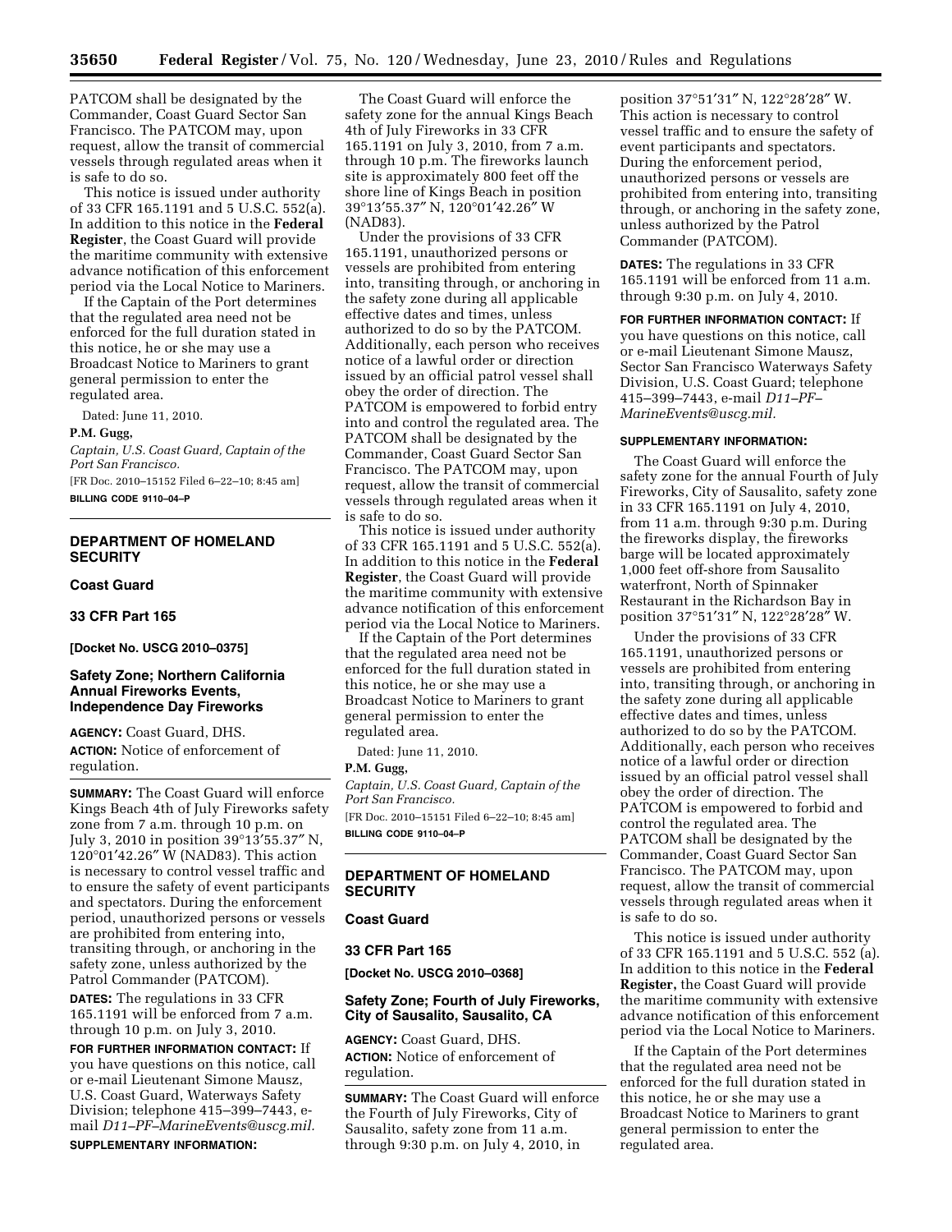PATCOM shall be designated by the Commander, Coast Guard Sector San Francisco. The PATCOM may, upon request, allow the transit of commercial vessels through regulated areas when it is safe to do so.

This notice is issued under authority of 33 CFR 165.1191 and 5 U.S.C. 552(a). In addition to this notice in the **Federal Register**, the Coast Guard will provide the maritime community with extensive advance notification of this enforcement period via the Local Notice to Mariners.

If the Captain of the Port determines that the regulated area need not be enforced for the full duration stated in this notice, he or she may use a Broadcast Notice to Mariners to grant general permission to enter the regulated area.

Dated: June 11, 2010.

**P.M. Gugg,**

*Captain, U.S. Coast Guard, Captain of the Port San Francisco.*

[FR Doc. 2010–15152 Filed 6–22–10; 8:45 am]

**BILLING CODE 9110–04–P**

---

## DEPARTMENT OF HOMELAND SECURITY

### Coast Guard

### 33 CFR Part 165

**[Docket No. USCG 2010–0375]**

### Safety Zone; Northern California Annual Fireworks Events, Independence Day Fireworks

**AGENCY:** Coast Guard, DHS.

**ACTION:** Notice of enforcement of regulation.

**SUMMARY:** The Coast Guard will enforce Kings Beach 4th of July Fireworks safety zone from 7 a.m. through 10 p.m. on July 3, 2010 in position 39°13′55.37″ N, 120°01′42.26″ W (NAD83). This action is necessary to control vessel traffic and to ensure the safety of event participants and spectators. During the enforcement period, unauthorized persons or vessels are prohibited from entering into, transiting through, or anchoring in the safety zone, unless authorized by the Patrol Commander (PATCOM).

**DATES:** The regulations in 33 CFR 165.1191 will be enforced from 7 a.m. through 10 p.m. on July 3, 2010.

**FOR FURTHER INFORMATION CONTACT:** If you have questions on this notice, call or e-mail Lieutenant Simone Mausz, U.S. Coast Guard, Waterways Safety Division; telephone 415–399–7443, e-mail *D11–PF–MarineEvents@uscg.mil.*

**SUPPLEMENTARY INFORMATION:**

The Coast Guard will enforce the safety zone for the annual Kings Beach 4th of July Fireworks in 33 CFR 165.1191 on July 3, 2010, from 7 a.m. through 10 p.m. The fireworks launch site is approximately 800 feet off the shore line of Kings Beach in position 39°13′55.37″ N, 120°01′42.26″ W (NAD83).

Under the provisions of 33 CFR 165.1191, unauthorized persons or vessels are prohibited from entering into, transiting through, or anchoring in the safety zone during all applicable effective dates and times, unless authorized to do so by the PATCOM. Additionally, each person who receives notice of a lawful order or direction issued by an official patrol vessel shall obey the order of direction. The PATCOM is empowered to forbid entry into and control the regulated area. The PATCOM shall be designated by the Commander, Coast Guard Sector San Francisco. The PATCOM may, upon request, allow the transit of commercial vessels through regulated areas when it is safe to do so.

This notice is issued under authority of 33 CFR 165.1191 and 5 U.S.C. 552(a). In addition to this notice in the **Federal Register**, the Coast Guard will provide the maritime community with extensive advance notification of this enforcement period via the Local Notice to Mariners.

If the Captain of the Port determines that the regulated area need not be enforced for the full duration stated in this notice, he or she may use a Broadcast Notice to Mariners to grant general permission to enter the regulated area.

Dated: June 11, 2010.

**P.M. Gugg,**

*Captain, U.S. Coast Guard, Captain of the Port San Francisco.*

[FR Doc. 2010–15151 Filed 6–22–10; 8:45 am]

**BILLING CODE 9110–04–P**

---

## DEPARTMENT OF HOMELAND SECURITY

### Coast Guard

### 33 CFR Part 165

**[Docket No. USCG 2010–0368]**

### Safety Zone; Fourth of July Fireworks, City of Sausalito, Sausalito, CA

**AGENCY:** Coast Guard, DHS.

**ACTION:** Notice of enforcement of regulation.

**SUMMARY:** The Coast Guard will enforce the Fourth of July Fireworks, City of Sausalito, safety zone from 11 a.m. through 9:30 p.m. on July 4, 2010, in position 37°51′31″ N, 122°28′28″ W. This action is necessary to control vessel traffic and to ensure the safety of event participants and spectators. During the enforcement period, unauthorized persons or vessels are prohibited from entering into, transiting through, or anchoring in the safety zone, unless authorized by the Patrol Commander (PATCOM).

**DATES:** The regulations in 33 CFR 165.1191 will be enforced from 11 a.m. through 9:30 p.m. on July 4, 2010.

**FOR FURTHER INFORMATION CONTACT:** If you have questions on this notice, call or e-mail Lieutenant Simone Mausz, Sector San Francisco Waterways Safety Division, U.S. Coast Guard; telephone 415–399–7443, e-mail *D11–PF–MarineEvents@uscg.mil.*

**SUPPLEMENTARY INFORMATION:**

The Coast Guard will enforce the safety zone for the annual Fourth of July Fireworks, City of Sausalito, safety zone in 33 CFR 165.1191 on July 4, 2010, from 11 a.m. through 9:30 p.m. During the fireworks display, the fireworks barge will be located approximately 1,000 feet off-shore from Sausalito waterfront, North of Spinnaker Restaurant in the Richardson Bay in position 37°51′31″ N, 122°28′28″ W.

Under the provisions of 33 CFR 165.1191, unauthorized persons or vessels are prohibited from entering into, transiting through, or anchoring in the safety zone during all applicable effective dates and times, unless authorized to do so by the PATCOM. Additionally, each person who receives notice of a lawful order or direction issued by an official patrol vessel shall obey the order of direction. The PATCOM is empowered to forbid and control the regulated area. The PATCOM shall be designated by the Commander, Coast Guard Sector San Francisco. The PATCOM may, upon request, allow the transit of commercial vessels through regulated areas when it is safe to do so.

This notice is issued under authority of 33 CFR 165.1191 and 5 U.S.C. 552 (a). In addition to this notice in the **Federal Register,** the Coast Guard will provide the maritime community with extensive advance notification of this enforcement period via the Local Notice to Mariners.

If the Captain of the Port determines that the regulated area need not be enforced for the full duration stated in this notice, he or she may use a Broadcast Notice to Mariners to grant general permission to enter the regulated area.